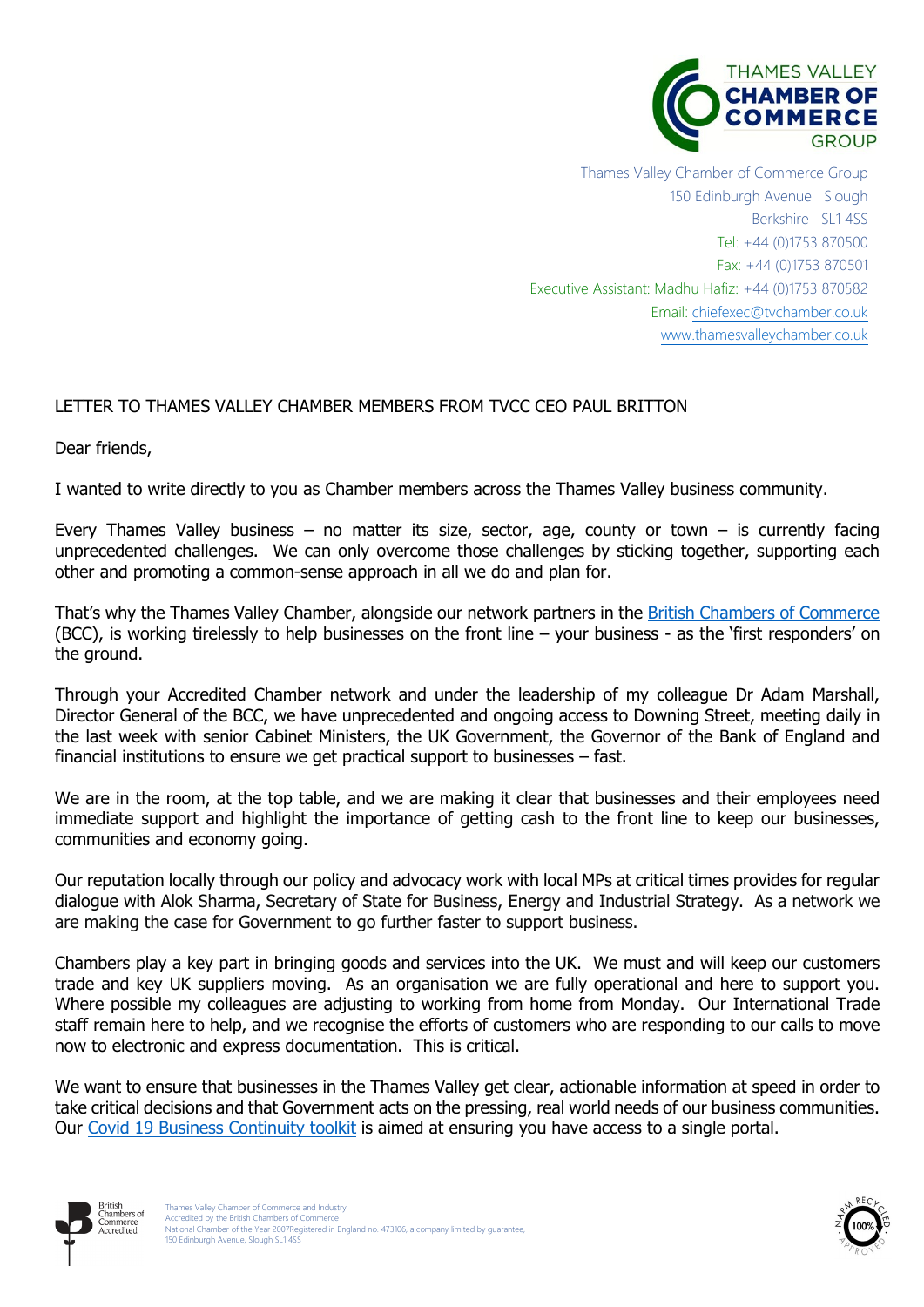THAMES VALLEY
CHAMBER OF
COMMERCE
GROUP

Thames Valley Chamber of Commerce Group
150 Edinburgh Avenue Slough
Berkshire SL1 4SS
Tel: +44 (0)1753 870500
Fax: +44 (0)1753 870501
Executive Assistant: Madhu Hafiz: +44 (0)1753 870582
Email: [chiefexec@tvchamber.co.uk](mailto:chiefexec@tvchamber.co.uk)
[www.thamesvalleychamber.co.uk](http://www.thamesvalleychamber.co.uk)

LETTER TO THAMES VALLEY CHAMBER MEMBERS FROM TVCC CEO PAUL BRITTON

Dear friends,

I wanted to write directly to you as Chamber members across the Thames Valley business community.

Every Thames Valley business – no matter its size, sector, age, county or town – is currently facing unprecedented challenges. We can only overcome those challenges by sticking together, supporting each other and promoting a common-sense approach in all we do and plan for.

That's why the Thames Valley Chamber, alongside our network partners in the British Chambers of Commerce (BCC), is working tirelessly to help businesses on the front line – your business - as the 'first responders' on the ground.

Through your Accredited Chamber network and under the leadership of my colleague Dr Adam Marshall, Director General of the BCC, we have unprecedented and ongoing access to Downing Street, meeting daily in the last week with senior Cabinet Ministers, the UK Government, the Governor of the Bank of England and financial institutions to ensure we get practical support to businesses – fast.

We are in the room, at the top table, and we are making it clear that businesses and their employees need immediate support and highlight the importance of getting cash to the front line to keep our businesses, communities and economy going.

Our reputation locally through our policy and advocacy work with local MPs at critical times provides for regular dialogue with Alok Sharma, Secretary of State for Business, Energy and Industrial Strategy. As a network we are making the case for Government to go further faster to support business.

Chambers play a key part in bringing goods and services into the UK. We must and will keep our customers trade and key UK suppliers moving. As an organisation we are fully operational and here to support you. Where possible my colleagues are adjusting to working from home from Monday. Our International Trade staff remain here to help, and we recognise the efforts of customers who are responding to our calls to move now to electronic and express documentation. This is critical.

We want to ensure that businesses in the Thames Valley get clear, actionable information at speed in order to take critical decisions and that Government acts on the pressing, real world needs of our business communities. Our Covid 19 Business Continuity toolkit is aimed at ensuring you have access to a single portal.

British Chambers of Commerce Accredited

Thames Valley Chamber of Commerce and Industry
Accredited by the British Chambers of Commerce
National Chamber of the Year 2007Registered in England no. 473106, a company limited by guarantee,
150 Edinburgh Avenue, Slough SL1 4SS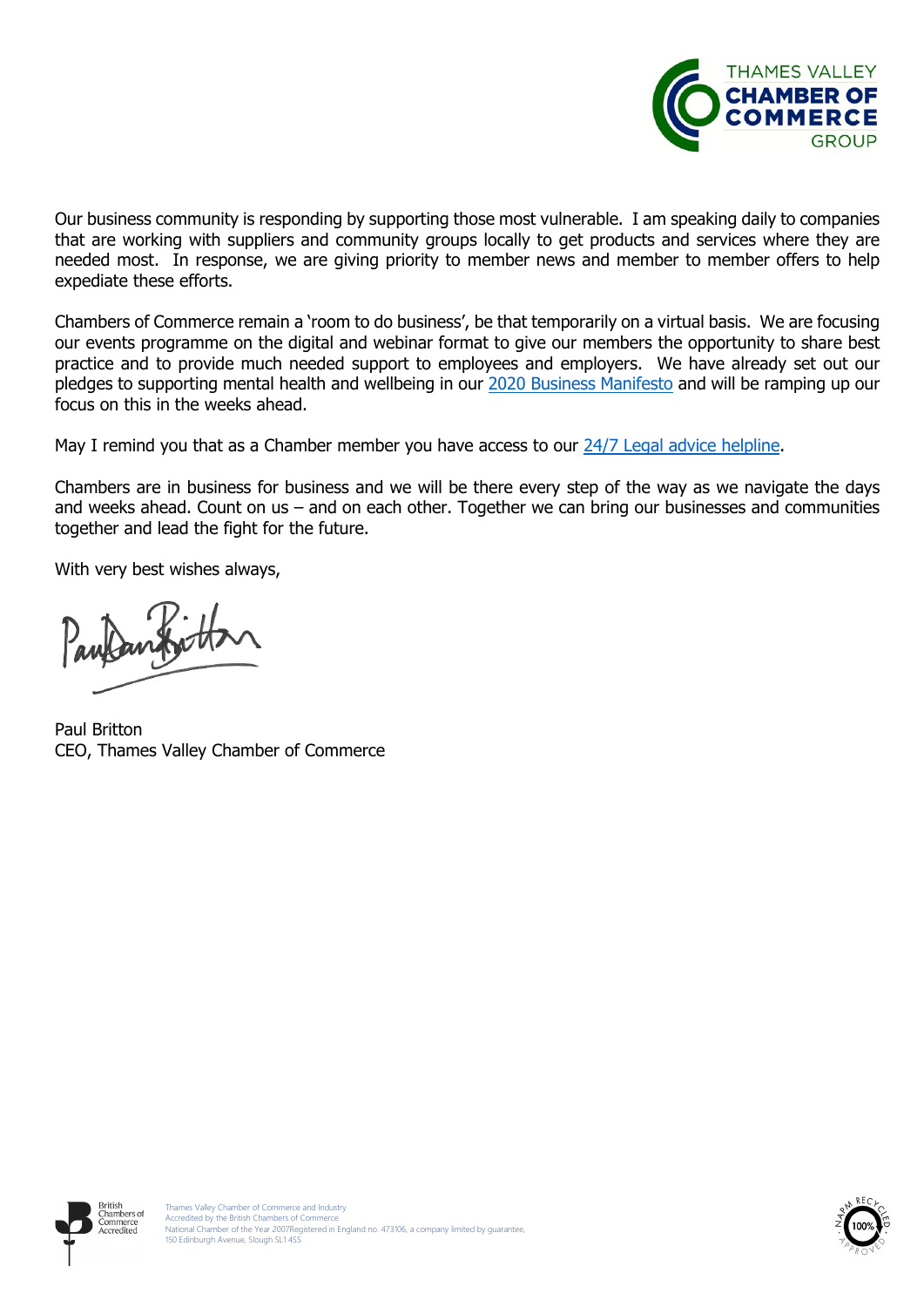Our business community is responding by supporting those most vulnerable. I am speaking daily to companies that are working with suppliers and community groups locally to get products and services where they are needed most. In response, we are giving priority to member news and member to member offers to help expediate these efforts.

Chambers of Commerce remain a 'room to do business', be that temporarily on a virtual basis. We are focusing our events programme on the digital and webinar format to give our members the opportunity to share best practice and to provide much needed support to employees and employers. We have already set out our pledges to supporting mental health and wellbeing in our 2020 Business Manifesto and will be ramping up our focus on this in the weeks ahead.

May I remind you that as a Chamber member you have access to our 24/7 Legal advice helpline.

Chambers are in business for business and we will be there every step of the way as we navigate the days and weeks ahead. Count on us – and on each other. Together we can bring our businesses and communities together and lead the fight for the future.

With very best wishes always,

Paul Britton
CEO, Thames Valley Chamber of Commerce

Thames Valley Chamber of Commerce and Industry
Accredited by the British Chambers of Commerce
National Chamber of the Year 2007Registered in England no. 473106, a company limited by guarantee,
150 Edinburgh Avenue, Slough SL1 4SS